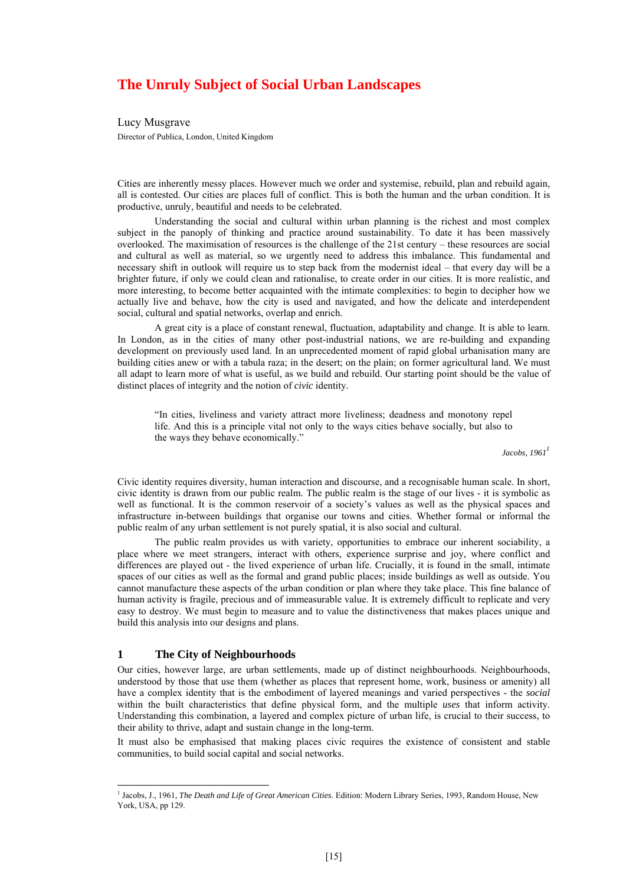# The Unruly Subject of Social Urban Landscapes

Lucy Musgrave

Director of Publica, London, United Kingdom

Cities are inherently messy places. However much we order and systemise, rebuild, plan and rebuild again, all is contested. Our cities are places full of conflict. This is both the human and the urban condition. It is productive, unruly, beautiful and needs to be celebrated.

Understanding the social and cultural within urban planning is the richest and most complex subject in the panoply of thinking and practice around sustainability. To date it has been massively overlooked. The maximisation of resources is the challenge of the 21st century – these resources are social and cultural as well as material, so we urgently need to address this imbalance. This fundamental and necessary shift in outlook will require us to step back from the modernist ideal – that every day will be a brighter future, if only we could clean and rationalise, to create order in our cities. It is more realistic, and more interesting, to become better acquainted with the intimate complexities: to begin to decipher how we actually live and behave, how the city is used and navigated, and how the delicate and interdependent social, cultural and spatial networks, overlap and enrich.

A great city is a place of constant renewal, fluctuation, adaptability and change. It is able to learn. In London, as in the cities of many other post-industrial nations, we are re-building and expanding development on previously used land. In an unprecedented moment of rapid global urbanisation many are building cities anew or with a tabula raza; in the desert; on the plain; on former agricultural land. We must all adapt to learn more of what is useful, as we build and rebuild. Our starting point should be the value of distinct places of integrity and the notion of *civic* identity.

> "In cities, liveliness and variety attract more liveliness; deadness and monotony repel life. And this is a principle vital not only to the ways cities behave socially, but also to the ways they behave economically."
>
> *Jacobs, 1961*[1]

Civic identity requires diversity, human interaction and discourse, and a recognisable human scale. In short, civic identity is drawn from our public realm. The public realm is the stage of our lives - it is symbolic as well as functional. It is the common reservoir of a society's values as well as the physical spaces and infrastructure in-between buildings that organise our towns and cities. Whether formal or informal the public realm of any urban settlement is not purely spatial, it is also social and cultural.

The public realm provides us with variety, opportunities to embrace our inherent sociability, a place where we meet strangers, interact with others, experience surprise and joy, where conflict and differences are played out - the lived experience of urban life. Crucially, it is found in the small, intimate spaces of our cities as well as the formal and grand public places; inside buildings as well as outside. You cannot manufacture these aspects of the urban condition or plan where they take place. This fine balance of human activity is fragile, precious and of immeasurable value. It is extremely difficult to replicate and very easy to destroy. We must begin to measure and to value the distinctiveness that makes places unique and build this analysis into our designs and plans.

## 1 The City of Neighbourhoods

Our cities, however large, are urban settlements, made up of distinct neighbourhoods. Neighbourhoods, understood by those that use them (whether as places that represent home, work, business or amenity) all have a complex identity that is the embodiment of layered meanings and varied perspectives - the *social* within the built characteristics that define physical form, and the multiple *uses* that inform activity. Understanding this combination, a layered and complex picture of urban life, is crucial to their success, to their ability to thrive, adapt and sustain change in the long-term.

It must also be emphasised that making places civic requires the existence of consistent and stable communities, to build social capital and social networks.

[1] Jacobs, J., 1961, *The Death and Life of Great American Cities*. Edition: Modern Library Series, 1993, Random House, New York, USA, pp 129.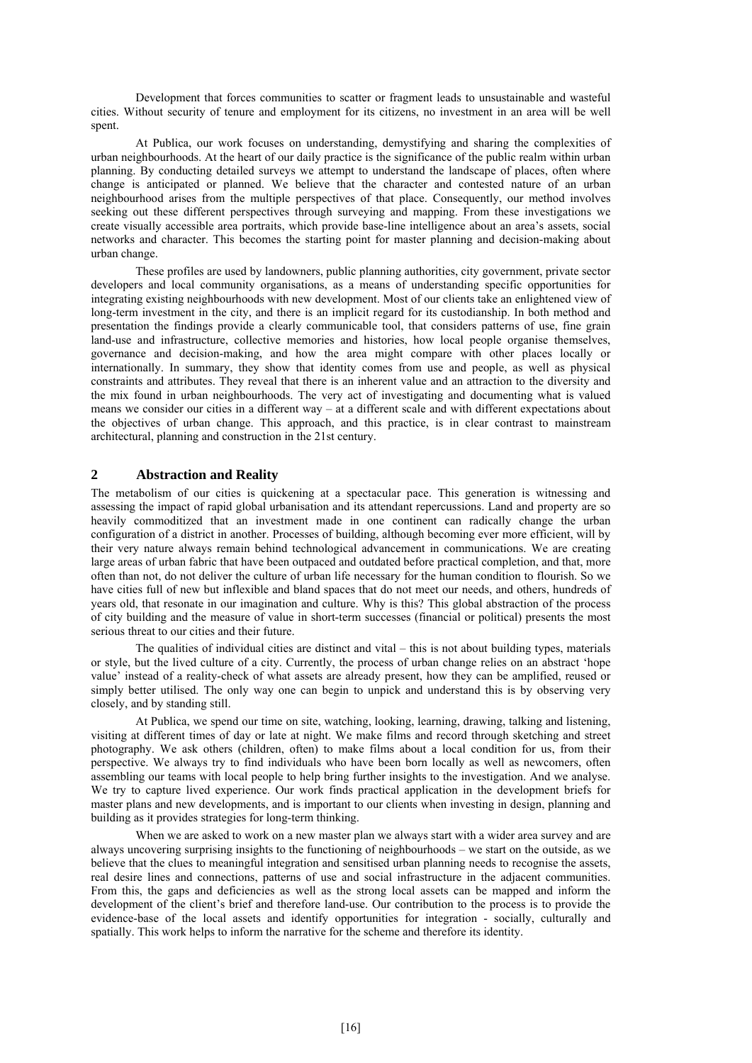Development that forces communities to scatter or fragment leads to unsustainable and wasteful cities. Without security of tenure and employment for its citizens, no investment in an area will be well spent.

At Publica, our work focuses on understanding, demystifying and sharing the complexities of urban neighbourhoods. At the heart of our daily practice is the significance of the public realm within urban planning. By conducting detailed surveys we attempt to understand the landscape of places, often where change is anticipated or planned. We believe that the character and contested nature of an urban neighbourhood arises from the multiple perspectives of that place. Consequently, our method involves seeking out these different perspectives through surveying and mapping. From these investigations we create visually accessible area portraits, which provide base-line intelligence about an area's assets, social networks and character. This becomes the starting point for master planning and decision-making about urban change.

These profiles are used by landowners, public planning authorities, city government, private sector developers and local community organisations, as a means of understanding specific opportunities for integrating existing neighbourhoods with new development. Most of our clients take an enlightened view of long-term investment in the city, and there is an implicit regard for its custodianship. In both method and presentation the findings provide a clearly communicable tool, that considers patterns of use, fine grain land-use and infrastructure, collective memories and histories, how local people organise themselves, governance and decision-making, and how the area might compare with other places locally or internationally. In summary, they show that identity comes from use and people, as well as physical constraints and attributes. They reveal that there is an inherent value and an attraction to the diversity and the mix found in urban neighbourhoods. The very act of investigating and documenting what is valued means we consider our cities in a different way – at a different scale and with different expectations about the objectives of urban change. This approach, and this practice, is in clear contrast to mainstream architectural, planning and construction in the 21st century.

## 2 Abstraction and Reality

The metabolism of our cities is quickening at a spectacular pace. This generation is witnessing and assessing the impact of rapid global urbanisation and its attendant repercussions. Land and property are so heavily commoditized that an investment made in one continent can radically change the urban configuration of a district in another. Processes of building, although becoming ever more efficient, will by their very nature always remain behind technological advancement in communications. We are creating large areas of urban fabric that have been outpaced and outdated before practical completion, and that, more often than not, do not deliver the culture of urban life necessary for the human condition to flourish. So we have cities full of new but inflexible and bland spaces that do not meet our needs, and others, hundreds of years old, that resonate in our imagination and culture. Why is this? This global abstraction of the process of city building and the measure of value in short-term successes (financial or political) presents the most serious threat to our cities and their future.

The qualities of individual cities are distinct and vital – this is not about building types, materials or style, but the lived culture of a city. Currently, the process of urban change relies on an abstract 'hope value' instead of a reality-check of what assets are already present, how they can be amplified, reused or simply better utilised. The only way one can begin to unpick and understand this is by observing very closely, and by standing still.

At Publica, we spend our time on site, watching, looking, learning, drawing, talking and listening, visiting at different times of day or late at night. We make films and record through sketching and street photography. We ask others (children, often) to make films about a local condition for us, from their perspective. We always try to find individuals who have been born locally as well as newcomers, often assembling our teams with local people to help bring further insights to the investigation. And we analyse. We try to capture lived experience. Our work finds practical application in the development briefs for master plans and new developments, and is important to our clients when investing in design, planning and building as it provides strategies for long-term thinking.

When we are asked to work on a new master plan we always start with a wider area survey and are always uncovering surprising insights to the functioning of neighbourhoods – we start on the outside, as we believe that the clues to meaningful integration and sensitised urban planning needs to recognise the assets, real desire lines and connections, patterns of use and social infrastructure in the adjacent communities. From this, the gaps and deficiencies as well as the strong local assets can be mapped and inform the development of the client's brief and therefore land-use. Our contribution to the process is to provide the evidence-base of the local assets and identify opportunities for integration - socially, culturally and spatially. This work helps to inform the narrative for the scheme and therefore its identity.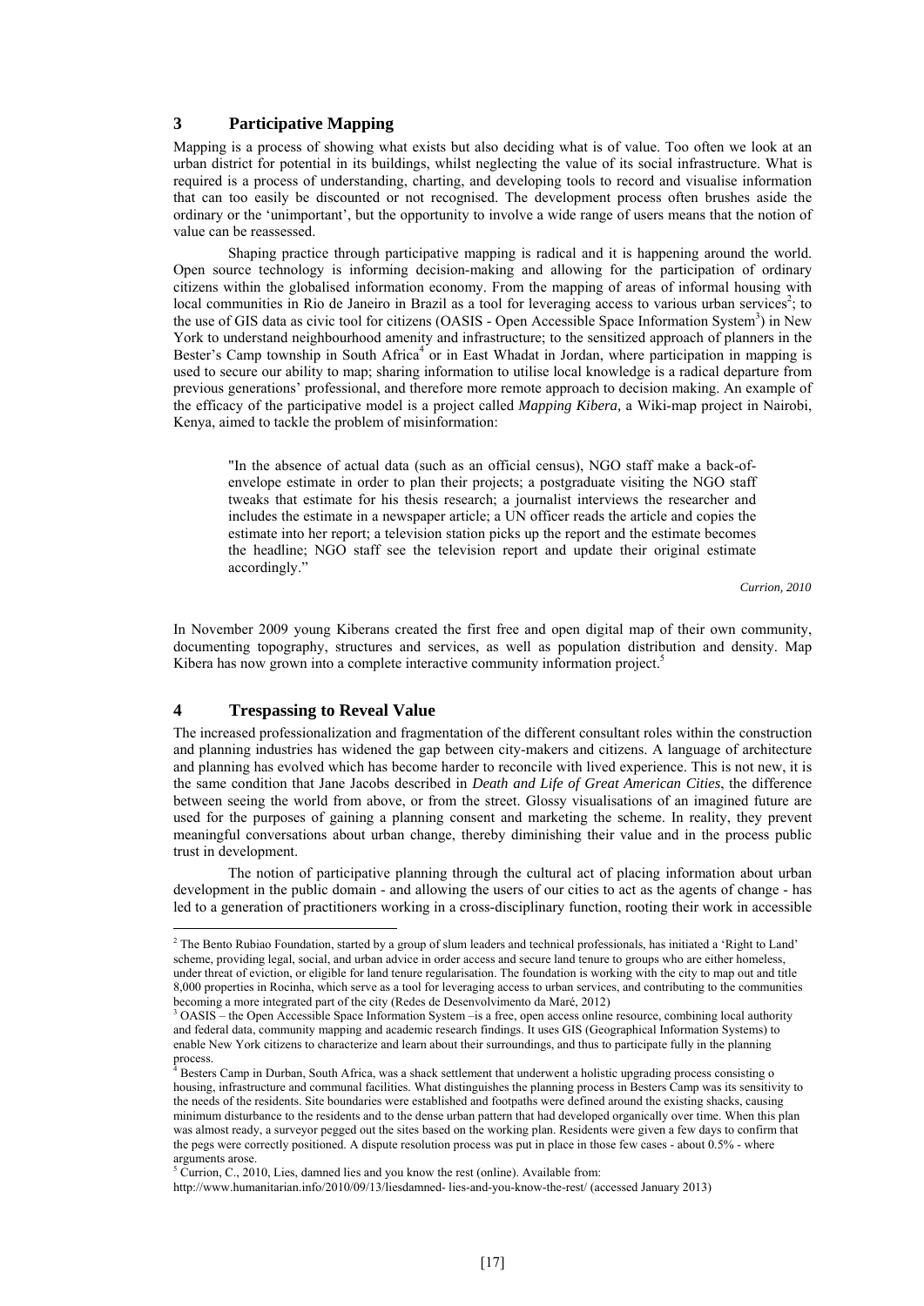## 3 Participative Mapping

Mapping is a process of showing what exists but also deciding what is of value. Too often we look at an urban district for potential in its buildings, whilst neglecting the value of its social infrastructure. What is required is a process of understanding, charting, and developing tools to record and visualise information that can too easily be discounted or not recognised. The development process often brushes aside the ordinary or the 'unimportant', but the opportunity to involve a wide range of users means that the notion of value can be reassessed.

Shaping practice through participative mapping is radical and it is happening around the world. Open source technology is informing decision-making and allowing for the participation of ordinary citizens within the globalised information economy. From the mapping of areas of informal housing with local communities in Rio de Janeiro in Brazil as a tool for leveraging access to various urban services[2]; to the use of GIS data as civic tool for citizens (OASIS - Open Accessible Space Information System[3]) in New York to understand neighbourhood amenity and infrastructure; to the sensitized approach of planners in the Bester's Camp township in South Africa[4] or in East Whadat in Jordan, where participation in mapping is used to secure our ability to map; sharing information to utilise local knowledge is a radical departure from previous generations' professional, and therefore more remote approach to decision making. An example of the efficacy of the participative model is a project called *Mapping Kibera,* a Wiki-map project in Nairobi, Kenya, aimed to tackle the problem of misinformation:

> "In the absence of actual data (such as an official census), NGO staff make a back-of-envelope estimate in order to plan their projects; a postgraduate visiting the NGO staff tweaks that estimate for his thesis research; a journalist interviews the researcher and includes the estimate in a newspaper article; a UN officer reads the article and copies the estimate into her report; a television station picks up the report and the estimate becomes the headline; NGO staff see the television report and update their original estimate accordingly."
>
> *Currion, 2010*

In November 2009 young Kiberans created the first free and open digital map of their own community, documenting topography, structures and services, as well as population distribution and density. Map Kibera has now grown into a complete interactive community information project.[5]

## 4 Trespassing to Reveal Value

The increased professionalization and fragmentation of the different consultant roles within the construction and planning industries has widened the gap between city-makers and citizens. A language of architecture and planning has evolved which has become harder to reconcile with lived experience. This is not new, it is the same condition that Jane Jacobs described in *Death and Life of Great American Cities*, the difference between seeing the world from above, or from the street. Glossy visualisations of an imagined future are used for the purposes of gaining a planning consent and marketing the scheme. In reality, they prevent meaningful conversations about urban change, thereby diminishing their value and in the process public trust in development.

The notion of participative planning through the cultural act of placing information about urban development in the public domain - and allowing the users of our cities to act as the agents of change - has led to a generation of practitioners working in a cross-disciplinary function, rooting their work in accessible

---

[2] The Bento Rubiao Foundation, started by a group of slum leaders and technical professionals, has initiated a 'Right to Land' scheme, providing legal, social, and urban advice in order access and secure land tenure to groups who are either homeless, under threat of eviction, or eligible for land tenure regularisation. The foundation is working with the city to map out and title 8,000 properties in Rocinha, which serve as a tool for leveraging access to urban services, and contributing to the communities becoming a more integrated part of the city (Redes de Desenvolvimento da Maré, 2012)

[3] OASIS – the Open Accessible Space Information System –is a free, open access online resource, combining local authority and federal data, community mapping and academic research findings. It uses GIS (Geographical Information Systems) to enable New York citizens to characterize and learn about their surroundings, and thus to participate fully in the planning process.

[4] Besters Camp in Durban, South Africa, was a shack settlement that underwent a holistic upgrading process consisting o housing, infrastructure and communal facilities. What distinguishes the planning process in Besters Camp was its sensitivity to the needs of the residents. Site boundaries were established and footpaths were defined around the existing shacks, causing minimum disturbance to the residents and to the dense urban pattern that had developed organically over time. When this plan was almost ready, a surveyor pegged out the sites based on the working plan. Residents were given a few days to confirm that the pegs were correctly positioned. A dispute resolution process was put in place in those few cases - about 0.5% - where arguments arose.

[5] Currion, C., 2010, Lies, damned lies and you know the rest (online). Available from: http://www.humanitarian.info/2010/09/13/liesdamned- lies-and-you-know-the-rest/ (accessed January 2013)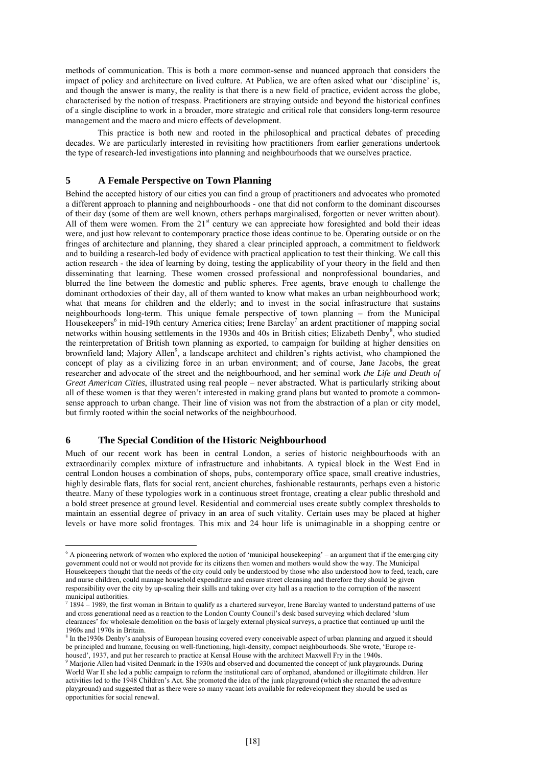methods of communication. This is both a more common-sense and nuanced approach that considers the impact of policy and architecture on lived culture. At Publica, we are often asked what our 'discipline' is, and though the answer is many, the reality is that there is a new field of practice, evident across the globe, characterised by the notion of trespass. Practitioners are straying outside and beyond the historical confines of a single discipline to work in a broader, more strategic and critical role that considers long-term resource management and the macro and micro effects of development.

This practice is both new and rooted in the philosophical and practical debates of preceding decades. We are particularly interested in revisiting how practitioners from earlier generations undertook the type of research-led investigations into planning and neighbourhoods that we ourselves practice.

## 5 A Female Perspective on Town Planning

Behind the accepted history of our cities you can find a group of practitioners and advocates who promoted a different approach to planning and neighbourhoods - one that did not conform to the dominant discourses of their day (some of them are well known, others perhaps marginalised, forgotten or never written about). All of them were women. From the 21st century we can appreciate how foresighted and bold their ideas were, and just how relevant to contemporary practice those ideas continue to be. Operating outside or on the fringes of architecture and planning, they shared a clear principled approach, a commitment to fieldwork and to building a research-led body of evidence with practical application to test their thinking. We call this action research - the idea of learning by doing, testing the applicability of your theory in the field and then disseminating that learning. These women crossed professional and nonprofessional boundaries, and blurred the line between the domestic and public spheres. Free agents, brave enough to challenge the dominant orthodoxies of their day, all of them wanted to know what makes an urban neighbourhood work; what that means for children and the elderly; and to invest in the social infrastructure that sustains neighbourhoods long-term. This unique female perspective of town planning – from the Municipal Housekeepers[6] in mid-19th century America cities; Irene Barclay[7] an ardent practitioner of mapping social networks within housing settlements in the 1930s and 40s in British cities; Elizabeth Denby[8], who studied the reinterpretation of British town planning as exported, to campaign for building at higher densities on brownfield land; Majory Allen[9], a landscape architect and children's rights activist, who championed the concept of play as a civilizing force in an urban environment; and of course, Jane Jacobs, the great researcher and advocate of the street and the neighbourhood, and her seminal work *the Life and Death of Great American Cities*, illustrated using real people – never abstracted. What is particularly striking about all of these women is that they weren't interested in making grand plans but wanted to promote a common-sense approach to urban change. Their line of vision was not from the abstraction of a plan or city model, but firmly rooted within the social networks of the neighbourhood.

## 6 The Special Condition of the Historic Neighbourhood

Much of our recent work has been in central London, a series of historic neighbourhoods with an extraordinarily complex mixture of infrastructure and inhabitants. A typical block in the West End in central London houses a combination of shops, pubs, contemporary office space, small creative industries, highly desirable flats, flats for social rent, ancient churches, fashionable restaurants, perhaps even a historic theatre. Many of these typologies work in a continuous street frontage, creating a clear public threshold and a bold street presence at ground level. Residential and commercial uses create subtly complex thresholds to maintain an essential degree of privacy in an area of such vitality. Certain uses may be placed at higher levels or have more solid frontages. This mix and 24 hour life is unimaginable in a shopping centre or

---

[6] A pioneering network of women who explored the notion of 'municipal housekeeping' – an argument that if the emerging city government could not or would not provide for its citizens then women and mothers would show the way. The Municipal Housekeepers thought that the needs of the city could only be understood by those who also understood how to feed, teach, care and nurse children, could manage household expenditure and ensure street cleansing and therefore they should be given responsibility over the city by up-scaling their skills and taking over city hall as a reaction to the corruption of the nascent municipal authorities.

[7] 1894 – 1989, the first woman in Britain to qualify as a chartered surveyor, Irene Barclay wanted to understand patterns of use and cross generational need as a reaction to the London County Council's desk based surveying which declared 'slum clearances' for wholesale demolition on the basis of largely external physical surveys, a practice that continued up until the 1960s and 1970s in Britain.

[8] In the1930s Denby's analysis of European housing covered every conceivable aspect of urban planning and argued it should be principled and humane, focusing on well-functioning, high-density, compact neighbourhoods. She wrote, 'Europe re-housed', 1937, and put her research to practice at Kensal House with the architect Maxwell Fry in the 1940s.

[9] Marjorie Allen had visited Denmark in the 1930s and observed and documented the concept of junk playgrounds. During World War II she led a public campaign to reform the institutional care of orphaned, abandoned or illegitimate children. Her activities led to the 1948 Children's Act. She promoted the idea of the junk playground (which she renamed the adventure playground) and suggested that as there were so many vacant lots available for redevelopment they should be used as opportunities for social renewal.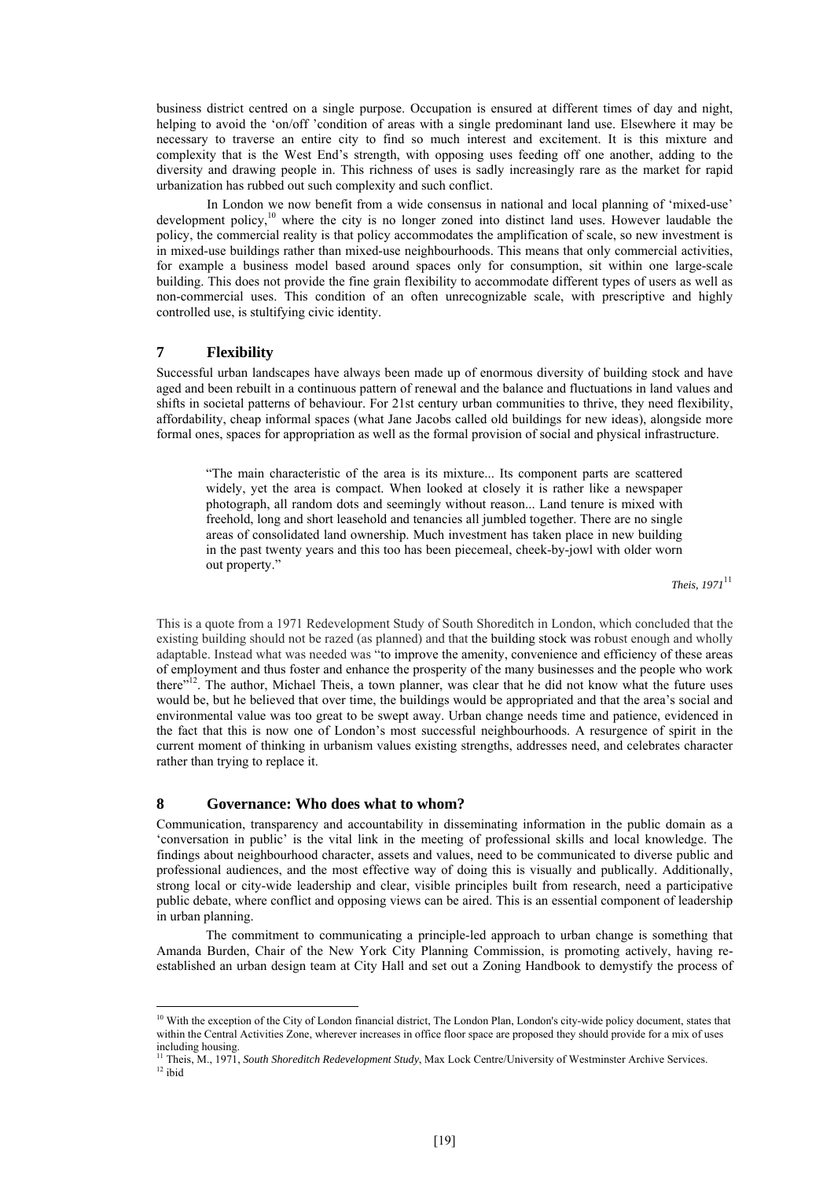business district centred on a single purpose. Occupation is ensured at different times of day and night, helping to avoid the 'on/off 'condition of areas with a single predominant land use. Elsewhere it may be necessary to traverse an entire city to find so much interest and excitement. It is this mixture and complexity that is the West End's strength, with opposing uses feeding off one another, adding to the diversity and drawing people in. This richness of uses is sadly increasingly rare as the market for rapid urbanization has rubbed out such complexity and such conflict.

In London we now benefit from a wide consensus in national and local planning of 'mixed-use' development policy,[10] where the city is no longer zoned into distinct land uses. However laudable the policy, the commercial reality is that policy accommodates the amplification of scale, so new investment is in mixed-use buildings rather than mixed-use neighbourhoods. This means that only commercial activities, for example a business model based around spaces only for consumption, sit within one large-scale building. This does not provide the fine grain flexibility to accommodate different types of users as well as non-commercial uses. This condition of an often unrecognizable scale, with prescriptive and highly controlled use, is stultifying civic identity.

## 7 Flexibility

Successful urban landscapes have always been made up of enormous diversity of building stock and have aged and been rebuilt in a continuous pattern of renewal and the balance and fluctuations in land values and shifts in societal patterns of behaviour. For 21st century urban communities to thrive, they need flexibility, affordability, cheap informal spaces (what Jane Jacobs called old buildings for new ideas), alongside more formal ones, spaces for appropriation as well as the formal provision of social and physical infrastructure.

> "The main characteristic of the area is its mixture... Its component parts are scattered widely, yet the area is compact. When looked at closely it is rather like a newspaper photograph, all random dots and seemingly without reason... Land tenure is mixed with freehold, long and short leasehold and tenancies all jumbled together. There are no single areas of consolidated land ownership. Much investment has taken place in new building in the past twenty years and this too has been piecemeal, cheek-by-jowl with older worn out property."
>
> *Theis, 1971*[11]

This is a quote from a 1971 Redevelopment Study of South Shoreditch in London, which concluded that the existing building should not be razed (as planned) and that the building stock was robust enough and wholly adaptable. Instead what was needed was "to improve the amenity, convenience and efficiency of these areas of employment and thus foster and enhance the prosperity of the many businesses and the people who work there"[12]. The author, Michael Theis, a town planner, was clear that he did not know what the future uses would be, but he believed that over time, the buildings would be appropriated and that the area's social and environmental value was too great to be swept away. Urban change needs time and patience, evidenced in the fact that this is now one of London's most successful neighbourhoods. A resurgence of spirit in the current moment of thinking in urbanism values existing strengths, addresses need, and celebrates character rather than trying to replace it.

## 8 Governance: Who does what to whom?

Communication, transparency and accountability in disseminating information in the public domain as a 'conversation in public' is the vital link in the meeting of professional skills and local knowledge. The findings about neighbourhood character, assets and values, need to be communicated to diverse public and professional audiences, and the most effective way of doing this is visually and publically. Additionally, strong local or city-wide leadership and clear, visible principles built from research, need a participative public debate, where conflict and opposing views can be aired. This is an essential component of leadership in urban planning.

The commitment to communicating a principle-led approach to urban change is something that Amanda Burden, Chair of the New York City Planning Commission, is promoting actively, having re-established an urban design team at City Hall and set out a Zoning Handbook to demystify the process of

---

[10] With the exception of the City of London financial district, The London Plan, London's city-wide policy document, states that within the Central Activities Zone, wherever increases in office floor space are proposed they should provide for a mix of uses including housing.

[11] Theis, M., 1971, *South Shoreditch Redevelopment Study*, Max Lock Centre/University of Westminster Archive Services.

[12] ibid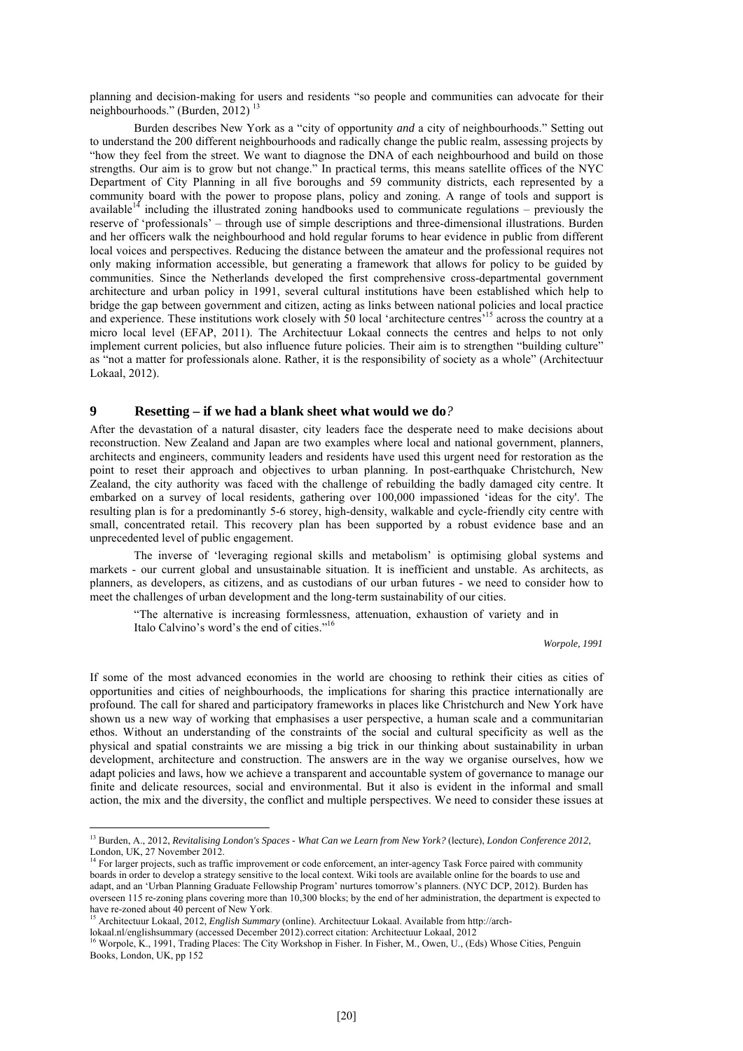planning and decision-making for users and residents "so people and communities can advocate for their neighbourhoods." (Burden, 2012) [13]

Burden describes New York as a "city of opportunity *and* a city of neighbourhoods." Setting out to understand the 200 different neighbourhoods and radically change the public realm, assessing projects by "how they feel from the street. We want to diagnose the DNA of each neighbourhood and build on those strengths. Our aim is to grow but not change." In practical terms, this means satellite offices of the NYC Department of City Planning in all five boroughs and 59 community districts, each represented by a community board with the power to propose plans, policy and zoning. A range of tools and support is available[14] including the illustrated zoning handbooks used to communicate regulations – previously the reserve of 'professionals' – through use of simple descriptions and three-dimensional illustrations. Burden and her officers walk the neighbourhood and hold regular forums to hear evidence in public from different local voices and perspectives. Reducing the distance between the amateur and the professional requires not only making information accessible, but generating a framework that allows for policy to be guided by communities. Since the Netherlands developed the first comprehensive cross-departmental government architecture and urban policy in 1991, several cultural institutions have been established which help to bridge the gap between government and citizen, acting as links between national policies and local practice and experience. These institutions work closely with 50 local 'architecture centres'[15] across the country at a micro local level (EFAP, 2011). The Architectuur Lokaal connects the centres and helps to not only implement current policies, but also influence future policies. Their aim is to strengthen "building culture" as "not a matter for professionals alone. Rather, it is the responsibility of society as a whole" (Architectuur Lokaal, 2012).

## 9 Resetting – if we had a blank sheet what would we do?

After the devastation of a natural disaster, city leaders face the desperate need to make decisions about reconstruction. New Zealand and Japan are two examples where local and national government, planners, architects and engineers, community leaders and residents have used this urgent need for restoration as the point to reset their approach and objectives to urban planning. In post-earthquake Christchurch, New Zealand, the city authority was faced with the challenge of rebuilding the badly damaged city centre. It embarked on a survey of local residents, gathering over 100,000 impassioned 'ideas for the city'. The resulting plan is for a predominantly 5-6 storey, high-density, walkable and cycle-friendly city centre with small, concentrated retail. This recovery plan has been supported by a robust evidence base and an unprecedented level of public engagement.

The inverse of 'leveraging regional skills and metabolism' is optimising global systems and markets - our current global and unsustainable situation. It is inefficient and unstable. As architects, as planners, as developers, as citizens, and as custodians of our urban futures - we need to consider how to meet the challenges of urban development and the long-term sustainability of our cities.

> "The alternative is increasing formlessness, attenuation, exhaustion of variety and in Italo Calvino's word's the end of cities."[16]
>
> *Worpole, 1991*

If some of the most advanced economies in the world are choosing to rethink their cities as cities of opportunities and cities of neighbourhoods, the implications for sharing this practice internationally are profound. The call for shared and participatory frameworks in places like Christchurch and New York have shown us a new way of working that emphasises a user perspective, a human scale and a communitarian ethos. Without an understanding of the constraints of the social and cultural specificity as well as the physical and spatial constraints we are missing a big trick in our thinking about sustainability in urban development, architecture and construction. The answers are in the way we organise ourselves, how we adapt policies and laws, how we achieve a transparent and accountable system of governance to manage our finite and delicate resources, social and environmental. But it also is evident in the informal and small action, the mix and the diversity, the conflict and multiple perspectives. We need to consider these issues at

---

[13] Burden, A., 2012, *Revitalising London's Spaces - What Can we Learn from New York?* (lecture), *London Conference 2012*, London, UK, 27 November 2012.

[14] For larger projects, such as traffic improvement or code enforcement, an inter-agency Task Force paired with community boards in order to develop a strategy sensitive to the local context. Wiki tools are available online for the boards to use and adapt, and an 'Urban Planning Graduate Fellowship Program' nurtures tomorrow's planners. (NYC DCP, 2012). Burden has overseen 115 re-zoning plans covering more than 10,300 blocks; by the end of her administration, the department is expected to have re-zoned about 40 percent of New York.

[15] Architectuur Lokaal, 2012, *English Summary* (online). Architectuur Lokaal. Available from http://arch-lokaal.nl/englishsummary (accessed December 2012).correct citation: Architectuur Lokaal, 2012

[16] Worpole, K., 1991, Trading Places: The City Workshop in Fisher. In Fisher, M., Owen, U., (Eds) Whose Cities, Penguin Books, London, UK, pp 152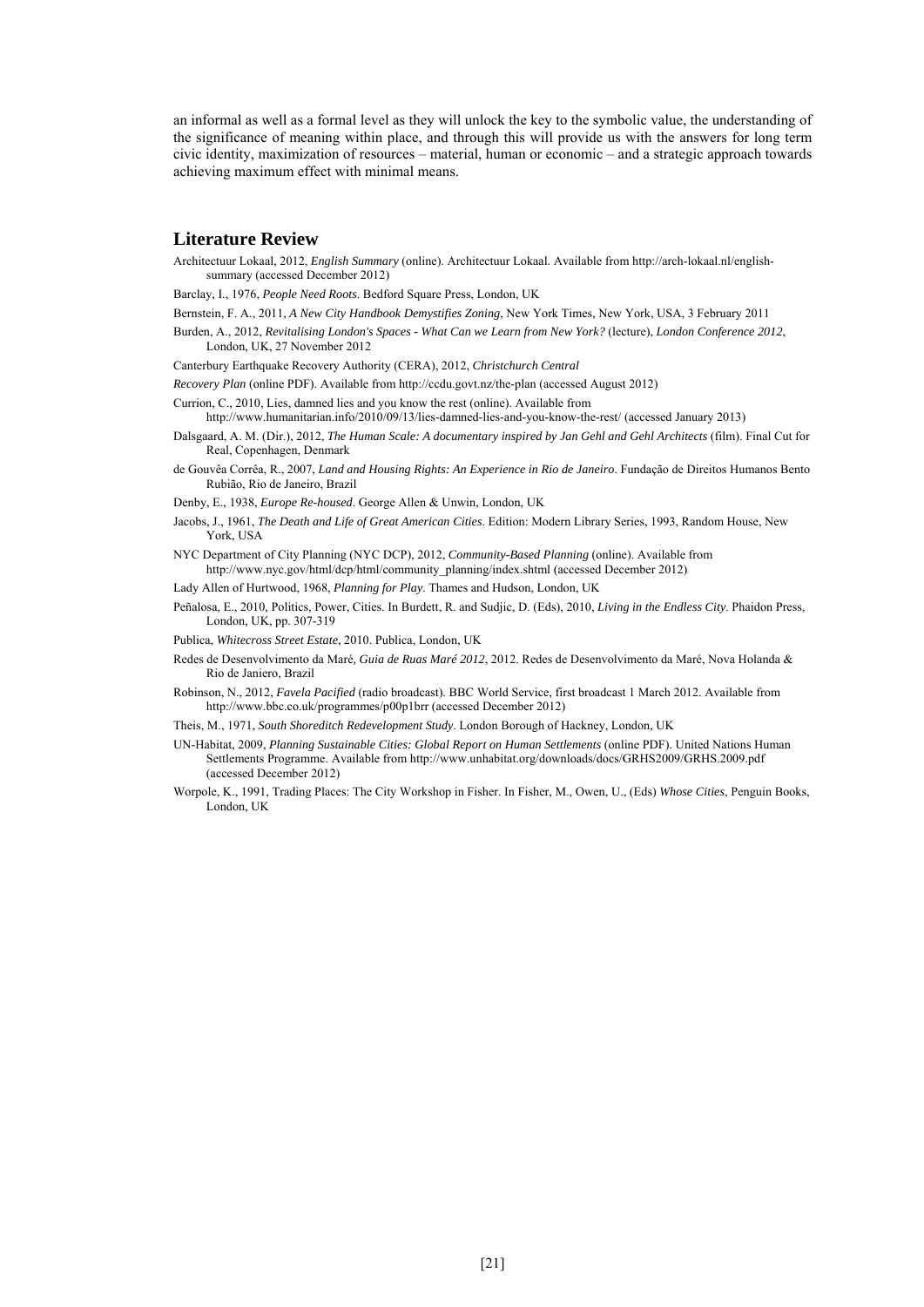an informal as well as a formal level as they will unlock the key to the symbolic value, the understanding of the significance of meaning within place, and through this will provide us with the answers for long term civic identity, maximization of resources – material, human or economic – and a strategic approach towards achieving maximum effect with minimal means.

## Literature Review

Architectuur Lokaal, 2012, *English Summary* (online). Architectuur Lokaal. Available from http://arch-lokaal.nl/english-summary (accessed December 2012)

Barclay, I., 1976, *People Need Roots*. Bedford Square Press, London, UK

Bernstein, F. A., 2011, *A New City Handbook Demystifies Zoning*, New York Times, New York, USA, 3 February 2011

Burden, A., 2012, *Revitalising London's Spaces - What Can we Learn from New York?* (lecture), *London Conference 2012*, London, UK, 27 November 2012

Canterbury Earthquake Recovery Authority (CERA), 2012, *Christchurch Central*

*Recovery Plan* (online PDF). Available from http://ccdu.govt.nz/the-plan (accessed August 2012)

Currion, C., 2010, Lies, damned lies and you know the rest (online). Available from http://www.humanitarian.info/2010/09/13/lies-damned-lies-and-you-know-the-rest/ (accessed January 2013)

Dalsgaard, A. M. (Dir.), 2012, *The Human Scale: A documentary inspired by Jan Gehl and Gehl Architects* (film). Final Cut for Real, Copenhagen, Denmark

de Gouvêa Corrêa, R., 2007, *Land and Housing Rights: An Experience in Rio de Janeiro*. Fundação de Direitos Humanos Bento Rubião, Rio de Janeiro, Brazil

Denby, E., 1938, *Europe Re-housed*. George Allen & Unwin, London, UK

Jacobs, J., 1961, *The Death and Life of Great American Cities*. Edition: Modern Library Series, 1993, Random House, New York, USA

NYC Department of City Planning (NYC DCP), 2012, *Community-Based Planning* (online). Available from http://www.nyc.gov/html/dcp/html/community_planning/index.shtml (accessed December 2012)

Lady Allen of Hurtwood, 1968, *Planning for Play*. Thames and Hudson, London, UK

Peñalosa, E., 2010, Politics, Power, Cities. In Burdett, R. and Sudjic, D. (Eds), 2010, *Living in the Endless City*. Phaidon Press, London, UK, pp. 307-319

Publica, *Whitecross Street Estate*, 2010. Publica, London, UK

Redes de Desenvolvimento da Maré*, Guia de Ruas Maré 2012*, 2012. Redes de Desenvolvimento da Maré, Nova Holanda & Rio de Janiero, Brazil

Robinson, N., 2012, *Favela Pacified* (radio broadcast). BBC World Service, first broadcast 1 March 2012. Available from http://www.bbc.co.uk/programmes/p00p1brr (accessed December 2012)

Theis, M., 1971, *South Shoreditch Redevelopment Study*. London Borough of Hackney, London, UK

UN-Habitat, 2009, *Planning Sustainable Cities: Global Report on Human Settlements* (online PDF). United Nations Human Settlements Programme. Available from http://www.unhabitat.org/downloads/docs/GRHS2009/GRHS.2009.pdf (accessed December 2012)

Worpole, K., 1991, Trading Places: The City Workshop in Fisher. In Fisher, M., Owen, U., (Eds) *Whose Cities*, Penguin Books, London, UK